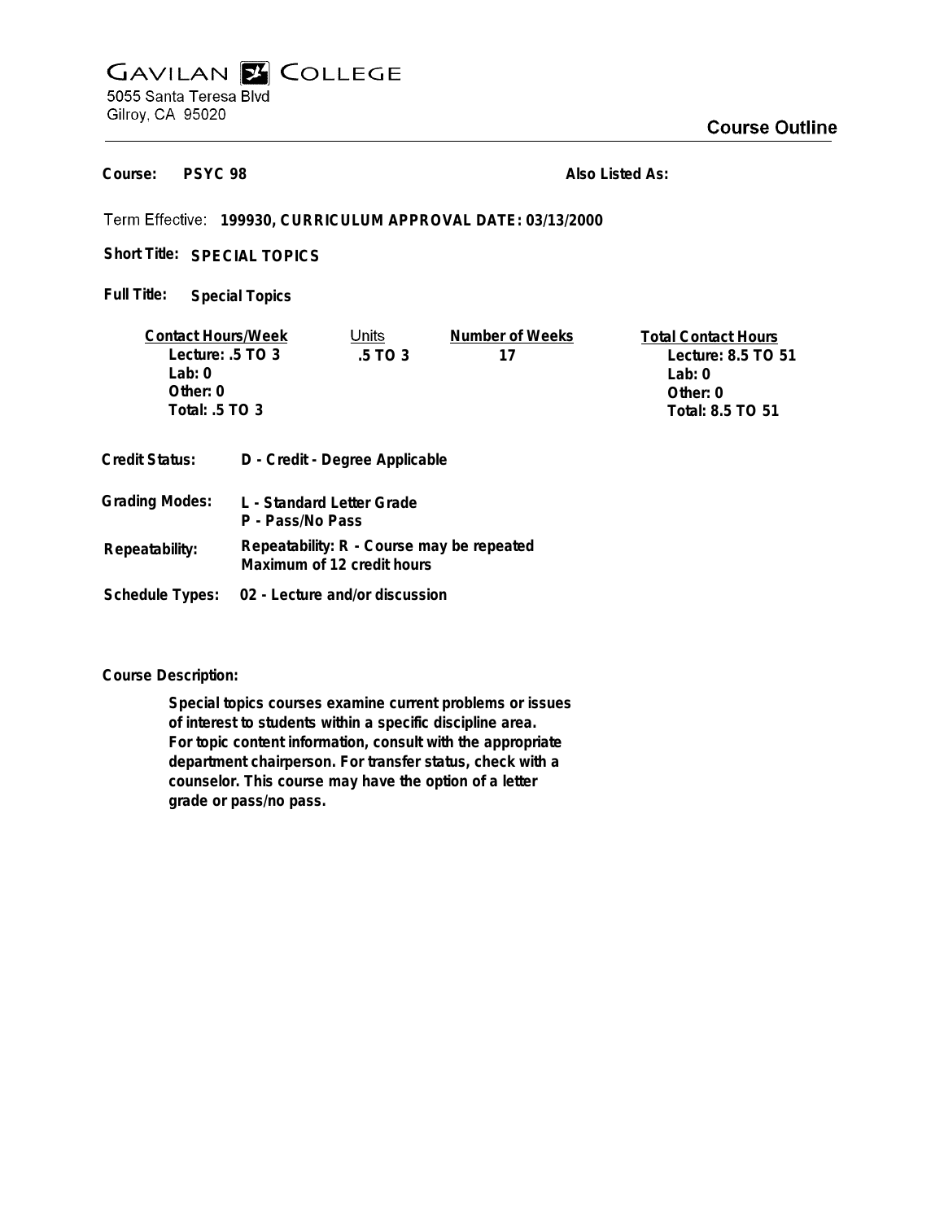# Gavilan College

5055 Santa Teresa Blvd
Gilroy, CA 95020

## Course Outline

**Course:** PSYC 98

**Also Listed As:**

Term Effective: **199930, CURRICULUM APPROVAL DATE: 03/13/2000**

**Short Title:** SPECIAL TOPICS

**Full Title:** Special Topics

| Contact Hours/Week | Units | Number of Weeks | Total Contact Hours |
|---|---|---|---|
| Lecture: .5 TO 3 | .5 TO 3 | 17 | Lecture: 8.5 TO 51 |
| Lab: 0 | | | Lab: 0 |
| Other: 0 | | | Other: 0 |
| Total: .5 TO 3 | | | Total: 8.5 TO 51 |

**Credit Status:** D - Credit - Degree Applicable

**Grading Modes:** L - Standard Letter Grade
P - Pass/No Pass

**Repeatability:** Repeatability: R - Course may be repeated
Maximum of 12 credit hours

**Schedule Types:** 02 - Lecture and/or discussion

**Course Description:**

Special topics courses examine current problems or issues of interest to students within a specific discipline area. For topic content information, consult with the appropriate department chairperson. For transfer status, check with a counselor. This course may have the option of a letter grade or pass/no pass.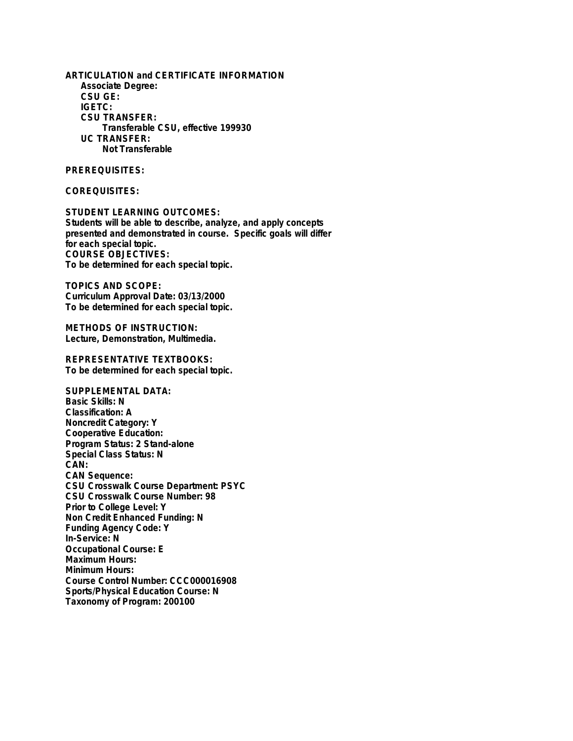**ARTICULATION and CERTIFICATE INFORMATION**

**Associate Degree:**

**CSU GE:**

**IGETC:**

**CSU TRANSFER:**

**Transferable CSU, effective 199930**

**UC TRANSFER:**

**Not Transferable**

**PREREQUISITES:**

**COREQUISITES:**

**STUDENT LEARNING OUTCOMES:**
**Students will be able to describe, analyze, and apply concepts presented and demonstrated in course. Specific goals will differ for each special topic.**

**COURSE OBJECTIVES:**
**To be determined for each special topic.**

**TOPICS AND SCOPE:**
**Curriculum Approval Date: 03/13/2000**
**To be determined for each special topic.**

**METHODS OF INSTRUCTION:**
**Lecture, Demonstration, Multimedia.**

**REPRESENTATIVE TEXTBOOKS:**
**To be determined for each special topic.**

**SUPPLEMENTAL DATA:**
**Basic Skills: N**
**Classification: A**
**Noncredit Category: Y**
**Cooperative Education:**
**Program Status: 2 Stand-alone**
**Special Class Status: N**
**CAN:**
**CAN Sequence:**
**CSU Crosswalk Course Department: PSYC**
**CSU Crosswalk Course Number: 98**
**Prior to College Level: Y**
**Non Credit Enhanced Funding: N**
**Funding Agency Code: Y**
**In-Service: N**
**Occupational Course: E**
**Maximum Hours:**
**Minimum Hours:**
**Course Control Number: CCC000016908**
**Sports/Physical Education Course: N**
**Taxonomy of Program: 200100**